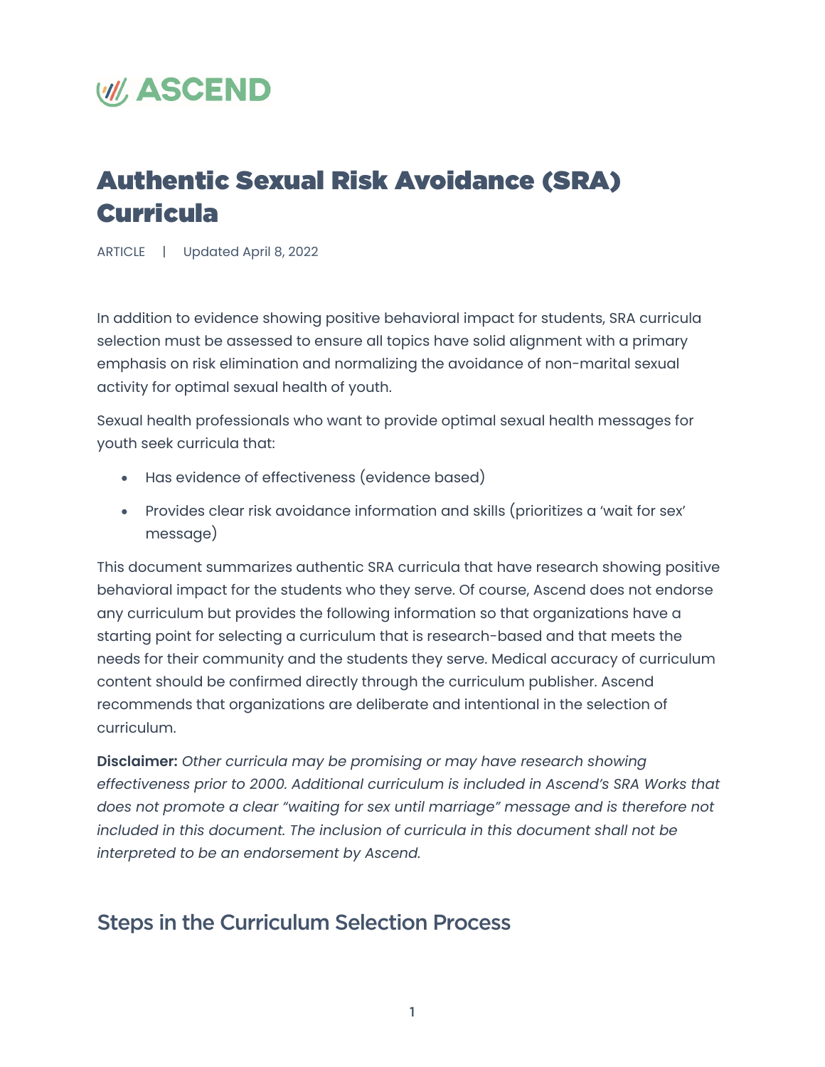ASCEND

# Authentic Sexual Risk Avoidance (SRA) Curricula

ARTICLE | Updated April 8, 2022

In addition to evidence showing positive behavioral impact for students, SRA curricula selection must be assessed to ensure all topics have solid alignment with a primary emphasis on risk elimination and normalizing the avoidance of non-marital sexual activity for optimal sexual health of youth.

Sexual health professionals who want to provide optimal sexual health messages for youth seek curricula that:

- Has evidence of effectiveness (evidence based)
- Provides clear risk avoidance information and skills (prioritizes a 'wait for sex' message)

This document summarizes authentic SRA curricula that have research showing positive behavioral impact for the students who they serve. Of course, Ascend does not endorse any curriculum but provides the following information so that organizations have a starting point for selecting a curriculum that is research-based and that meets the needs for their community and the students they serve. Medical accuracy of curriculum content should be confirmed directly through the curriculum publisher. Ascend recommends that organizations are deliberate and intentional in the selection of curriculum.

**Disclaimer:** *Other curricula may be promising or may have research showing effectiveness prior to 2000. Additional curriculum is included in Ascend's SRA Works that does not promote a clear "waiting for sex until marriage" message and is therefore not included in this document. The inclusion of curricula in this document shall not be interpreted to be an endorsement by Ascend.*

## Steps in the Curriculum Selection Process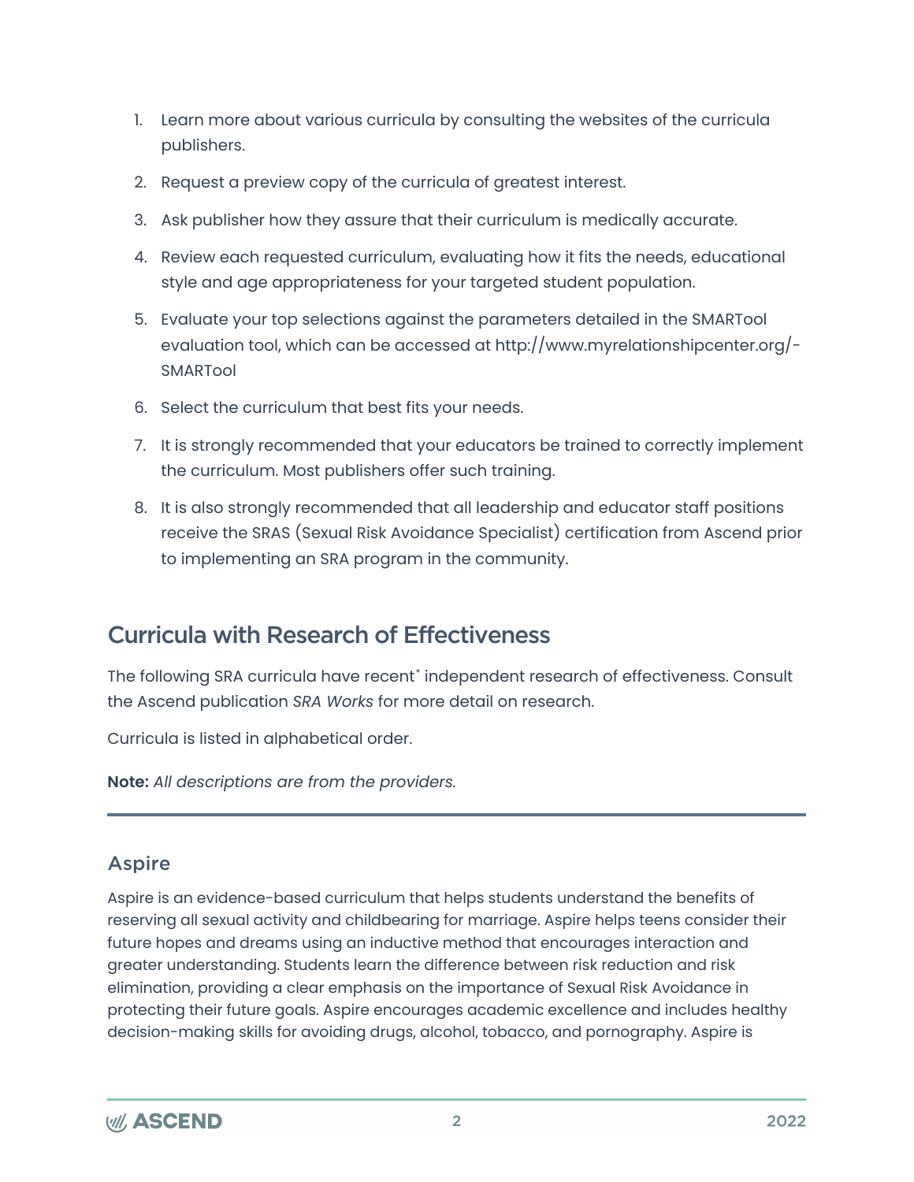1. Learn more about various curricula by consulting the websites of the curricula publishers.
2. Request a preview copy of the curricula of greatest interest.
3. Ask publisher how they assure that their curriculum is medically accurate.
4. Review each requested curriculum, evaluating how it fits the needs, educational style and age appropriateness for your targeted student population.
5. Evaluate your top selections against the parameters detailed in the SMARTool evaluation tool, which can be accessed at http://www.myrelationshipcenter.org/-SMARTool
6. Select the curriculum that best fits your needs.
7. It is strongly recommended that your educators be trained to correctly implement the curriculum. Most publishers offer such training.
8. It is also strongly recommended that all leadership and educator staff positions receive the SRAS (Sexual Risk Avoidance Specialist) certification from Ascend prior to implementing an SRA program in the community.

## Curricula with Research of Effectiveness

The following SRA curricula have recent* independent research of effectiveness. Consult the Ascend publication *SRA Works* for more detail on research.

Curricula is listed in alphabetical order.

**Note:** *All descriptions are from the providers.*

---

### Aspire

Aspire is an evidence-based curriculum that helps students understand the benefits of reserving all sexual activity and childbearing for marriage. Aspire helps teens consider their future hopes and dreams using an inductive method that encourages interaction and greater understanding. Students learn the difference between risk reduction and risk elimination, providing a clear emphasis on the importance of Sexual Risk Avoidance in protecting their future goals. Aspire encourages academic excellence and includes healthy decision-making skills for avoiding drugs, alcohol, tobacco, and pornography. Aspire is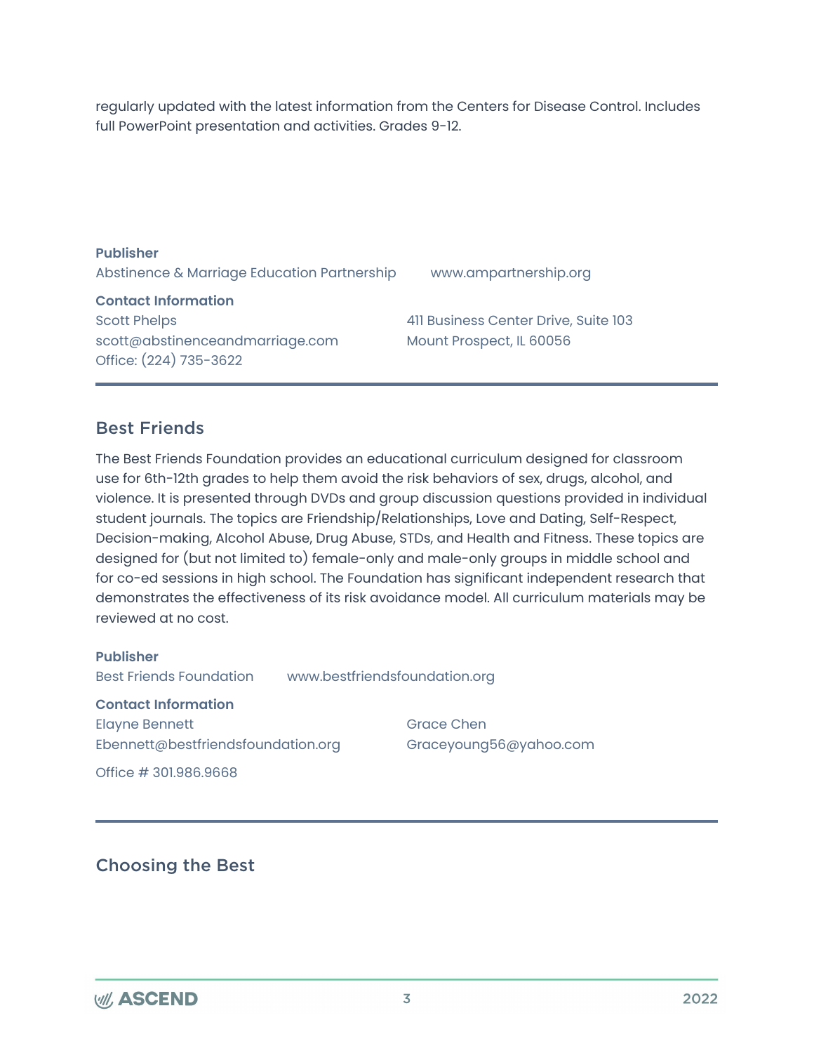regularly updated with the latest information from the Centers for Disease Control. Includes full PowerPoint presentation and activities. Grades 9-12.

**Publisher**

Abstinence & Marriage Education Partnership www.ampartnership.org

**Contact Information**

Scott Phelps
scott@abstinenceandmarriage.com
Office: (224) 735-3622

411 Business Center Drive, Suite 103
Mount Prospect, IL 60056

---

## Best Friends

The Best Friends Foundation provides an educational curriculum designed for classroom use for 6th-12th grades to help them avoid the risk behaviors of sex, drugs, alcohol, and violence. It is presented through DVDs and group discussion questions provided in individual student journals. The topics are Friendship/Relationships, Love and Dating, Self-Respect, Decision-making, Alcohol Abuse, Drug Abuse, STDs, and Health and Fitness. These topics are designed for (but not limited to) female-only and male-only groups in middle school and for co-ed sessions in high school. The Foundation has significant independent research that demonstrates the effectiveness of its risk avoidance model. All curriculum materials may be reviewed at no cost.

**Publisher**

Best Friends Foundation www.bestfriendsfoundation.org

**Contact Information**

Elayne Bennett
Ebennett@bestfriendsfoundation.org

Grace Chen
Graceyoung56@yahoo.com

Office # 301.986.9668

---

## Choosing the Best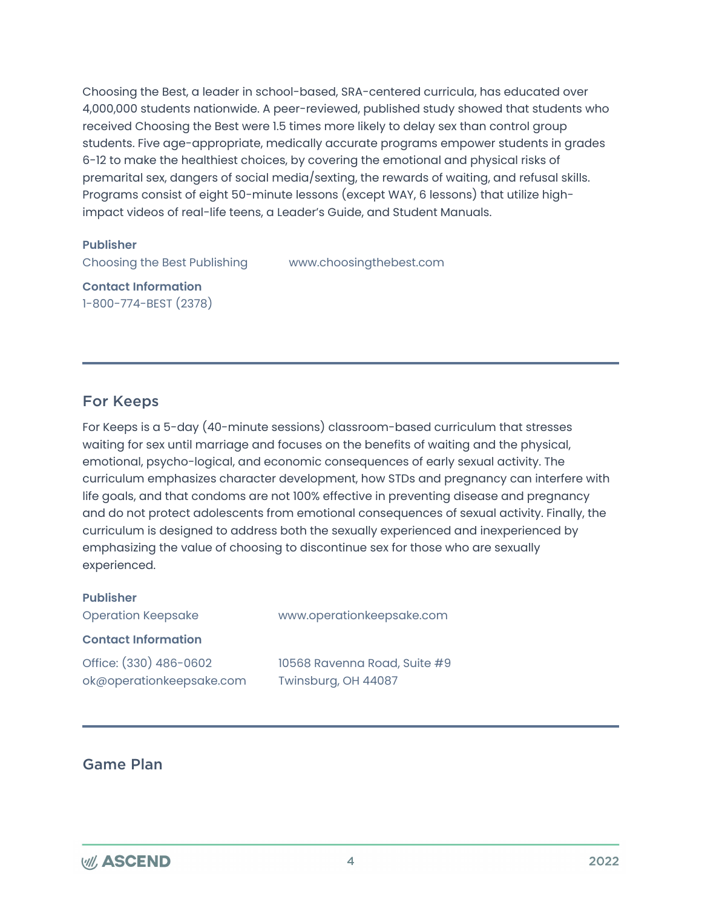Choosing the Best, a leader in school-based, SRA-centered curricula, has educated over 4,000,000 students nationwide. A peer-reviewed, published study showed that students who received Choosing the Best were 1.5 times more likely to delay sex than control group students. Five age-appropriate, medically accurate programs empower students in grades 6-12 to make the healthiest choices, by covering the emotional and physical risks of premarital sex, dangers of social media/sexting, the rewards of waiting, and refusal skills. Programs consist of eight 50-minute lessons (except WAY, 6 lessons) that utilize high-impact videos of real-life teens, a Leader's Guide, and Student Manuals.

**Publisher**

Choosing the Best Publishing www.choosingthebest.com

**Contact Information**

1-800-774-BEST (2378)

---

## For Keeps

For Keeps is a 5-day (40-minute sessions) classroom-based curriculum that stresses waiting for sex until marriage and focuses on the benefits of waiting and the physical, emotional, psycho-logical, and economic consequences of early sexual activity. The curriculum emphasizes character development, how STDs and pregnancy can interfere with life goals, and that condoms are not 100% effective in preventing disease and pregnancy and do not protect adolescents from emotional consequences of sexual activity. Finally, the curriculum is designed to address both the sexually experienced and inexperienced by emphasizing the value of choosing to discontinue sex for those who are sexually experienced.

**Publisher**

Operation Keepsake www.operationkeepsake.com

**Contact Information**

Office: (330) 486-0602
ok@operationkeepsake.com

10568 Ravenna Road, Suite #9
Twinsburg, OH 44087

---

## Game Plan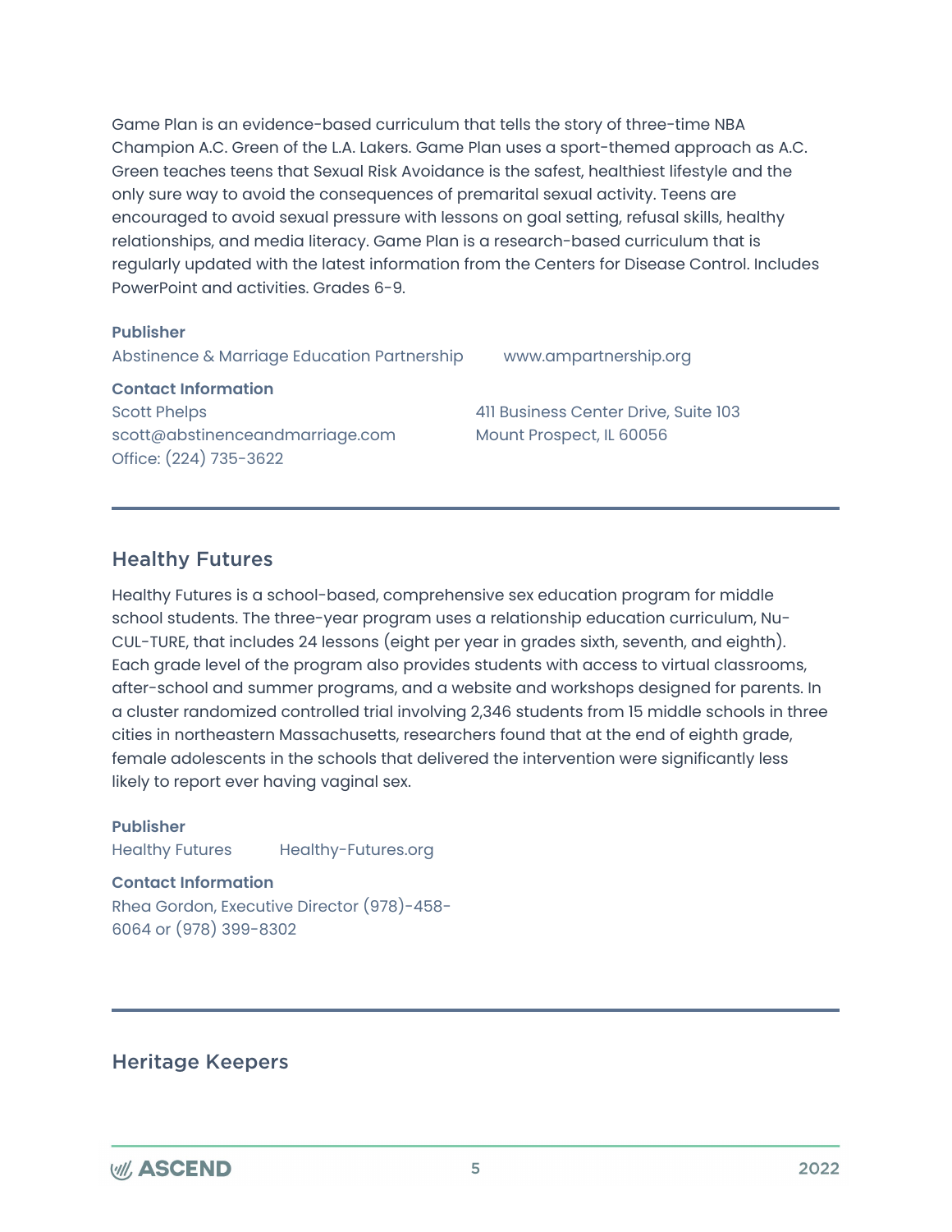Game Plan is an evidence-based curriculum that tells the story of three-time NBA Champion A.C. Green of the L.A. Lakers. Game Plan uses a sport-themed approach as A.C. Green teaches teens that Sexual Risk Avoidance is the safest, healthiest lifestyle and the only sure way to avoid the consequences of premarital sexual activity. Teens are encouraged to avoid sexual pressure with lessons on goal setting, refusal skills, healthy relationships, and media literacy. Game Plan is a research-based curriculum that is regularly updated with the latest information from the Centers for Disease Control. Includes PowerPoint and activities. Grades 6-9.

**Publisher**

Abstinence & Marriage Education Partnership www.ampartnership.org

**Contact Information**

Scott Phelps
scott@abstinenceandmarriage.com
Office: (224) 735-3622

411 Business Center Drive, Suite 103
Mount Prospect, IL 60056

---

## Healthy Futures

Healthy Futures is a school-based, comprehensive sex education program for middle school students. The three-year program uses a relationship education curriculum, Nu-CUL-TURE, that includes 24 lessons (eight per year in grades sixth, seventh, and eighth). Each grade level of the program also provides students with access to virtual classrooms, after-school and summer programs, and a website and workshops designed for parents. In a cluster randomized controlled trial involving 2,346 students from 15 middle schools in three cities in northeastern Massachusetts, researchers found that at the end of eighth grade, female adolescents in the schools that delivered the intervention were significantly less likely to report ever having vaginal sex.

**Publisher**

Healthy Futures Healthy-Futures.org

**Contact Information**

Rhea Gordon, Executive Director (978)-458-6064 or (978) 399-8302

---

## Heritage Keepers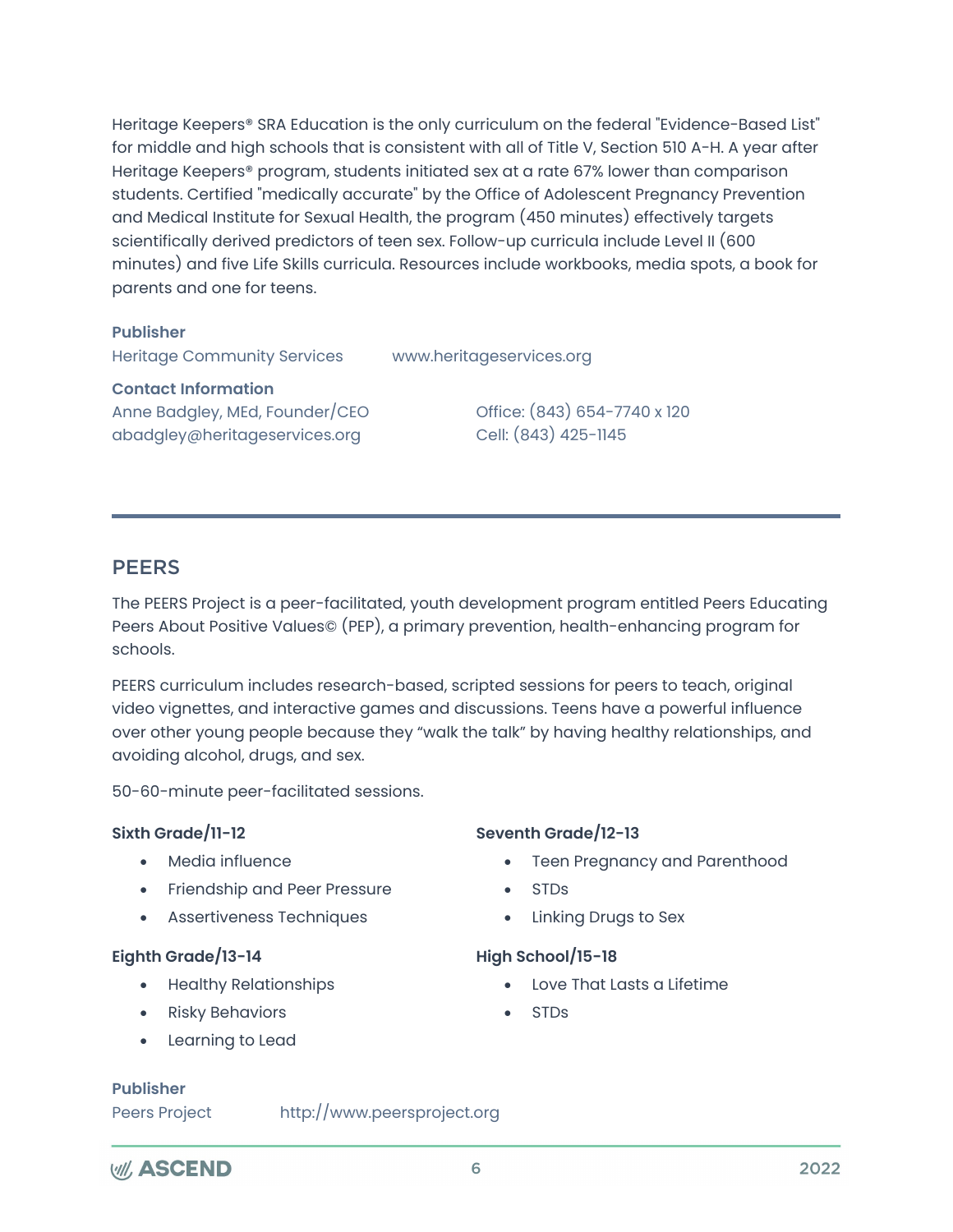Heritage Keepers® SRA Education is the only curriculum on the federal "Evidence-Based List" for middle and high schools that is consistent with all of Title V, Section 510 A-H. A year after Heritage Keepers® program, students initiated sex at a rate 67% lower than comparison students. Certified "medically accurate" by the Office of Adolescent Pregnancy Prevention and Medical Institute for Sexual Health, the program (450 minutes) effectively targets scientifically derived predictors of teen sex. Follow-up curricula include Level II (600 minutes) and five Life Skills curricula. Resources include workbooks, media spots, a book for parents and one for teens.

**Publisher**

Heritage Community Services www.heritageservices.org

**Contact Information**

Anne Badgley, MEd, Founder/CEO
abadgley@heritageservices.org

Office: (843) 654-7740 x 120
Cell: (843) 425-1145

---

## PEERS

The PEERS Project is a peer-facilitated, youth development program entitled Peers Educating Peers About Positive Values© (PEP), a primary prevention, health-enhancing program for schools.

PEERS curriculum includes research-based, scripted sessions for peers to teach, original video vignettes, and interactive games and discussions. Teens have a powerful influence over other young people because they "walk the talk" by having healthy relationships, and avoiding alcohol, drugs, and sex.

50-60-minute peer-facilitated sessions.

**Sixth Grade/11-12**

- Media influence
- Friendship and Peer Pressure
- Assertiveness Techniques

**Seventh Grade/12-13**

- Teen Pregnancy and Parenthood
- STDs
- Linking Drugs to Sex

**Eighth Grade/13-14**

- Healthy Relationships
- Risky Behaviors
- Learning to Lead

**High School/15-18**

- Love That Lasts a Lifetime
- STDs

**Publisher**

Peers Project http://www.peersproject.org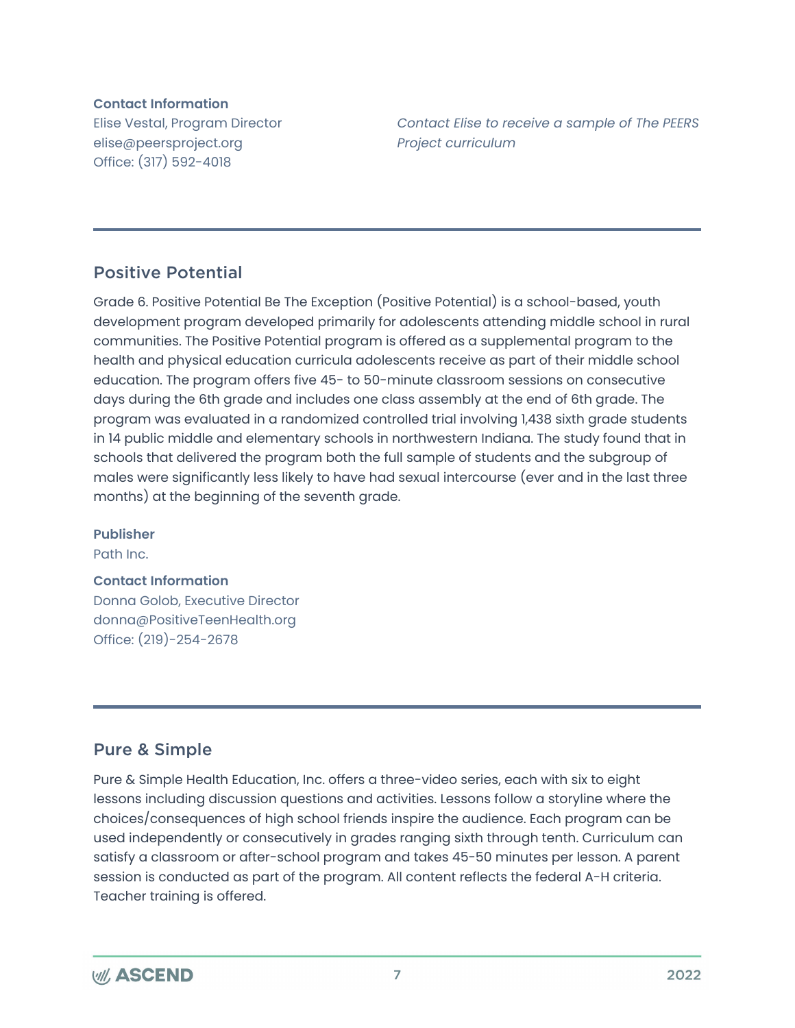**Contact Information**
Elise Vestal, Program Director
elise@peersproject.org
Office: (317) 592-4018

*Contact Elise to receive a sample of The PEERS Project curriculum*

---

## Positive Potential

Grade 6. Positive Potential Be The Exception (Positive Potential) is a school-based, youth development program developed primarily for adolescents attending middle school in rural communities. The Positive Potential program is offered as a supplemental program to the health and physical education curricula adolescents receive as part of their middle school education. The program offers five 45- to 50-minute classroom sessions on consecutive days during the 6th grade and includes one class assembly at the end of 6th grade. The program was evaluated in a randomized controlled trial involving 1,438 sixth grade students in 14 public middle and elementary schools in northwestern Indiana. The study found that in schools that delivered the program both the full sample of students and the subgroup of males were significantly less likely to have had sexual intercourse (ever and in the last three months) at the beginning of the seventh grade.

**Publisher**
Path Inc.

**Contact Information**
Donna Golob, Executive Director
donna@PositiveTeenHealth.org
Office: (219)-254-2678

---

## Pure & Simple

Pure & Simple Health Education, Inc. offers a three-video series, each with six to eight lessons including discussion questions and activities. Lessons follow a storyline where the choices/consequences of high school friends inspire the audience. Each program can be used independently or consecutively in grades ranging sixth through tenth. Curriculum can satisfy a classroom or after-school program and takes 45-50 minutes per lesson. A parent session is conducted as part of the program. All content reflects the federal A-H criteria. Teacher training is offered.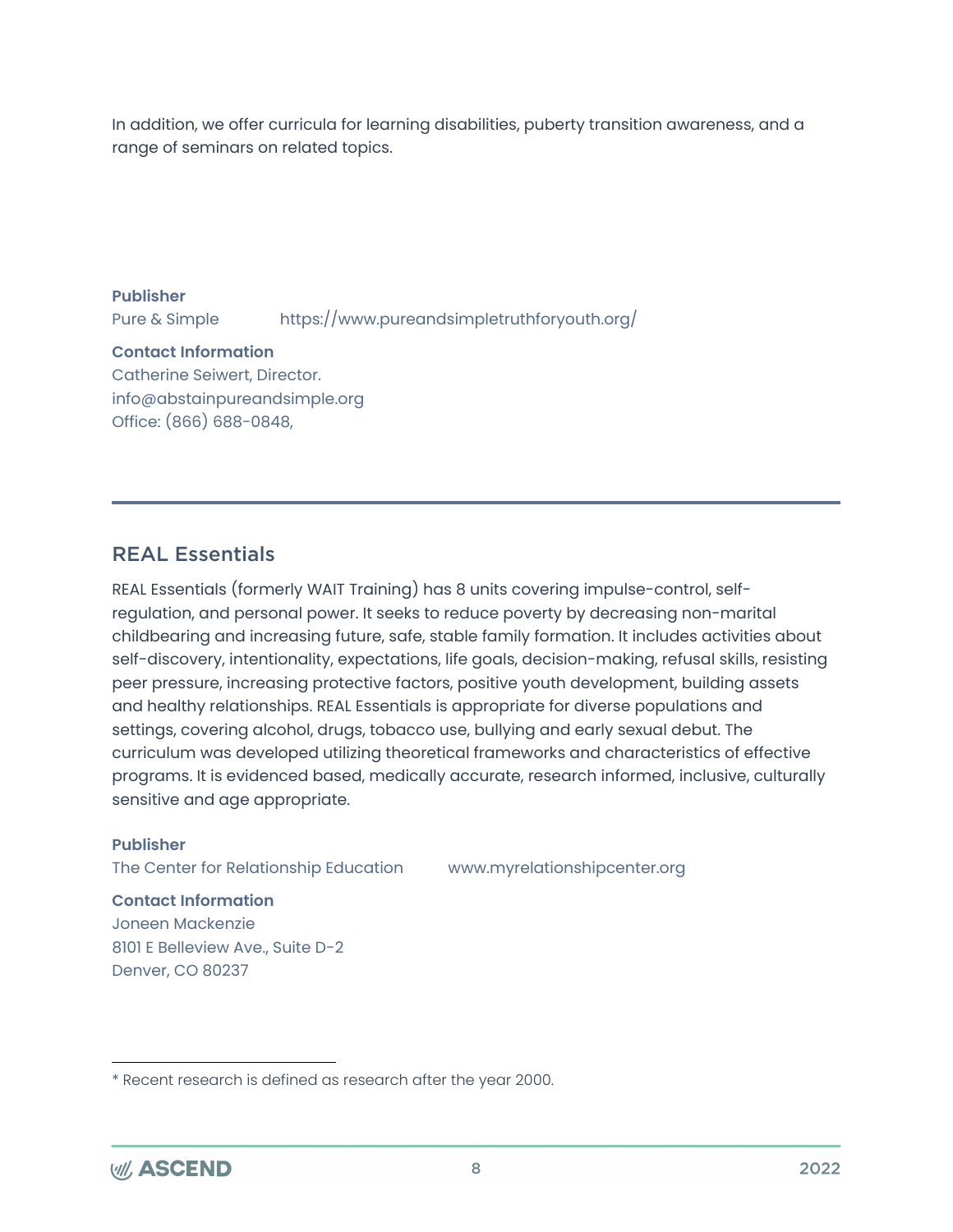In addition, we offer curricula for learning disabilities, puberty transition awareness, and a range of seminars on related topics.

**Publisher**

Pure & Simple https://www.pureandsimpletruthforyouth.org/

**Contact Information**

Catherine Seiwert, Director.
info@abstainpureandsimple.org
Office: (866) 688-0848,

---

## REAL Essentials

REAL Essentials (formerly WAIT Training) has 8 units covering impulse-control, self-regulation, and personal power. It seeks to reduce poverty by decreasing non-marital childbearing and increasing future, safe, stable family formation. It includes activities about self-discovery, intentionality, expectations, life goals, decision-making, refusal skills, resisting peer pressure, increasing protective factors, positive youth development, building assets and healthy relationships. REAL Essentials is appropriate for diverse populations and settings, covering alcohol, drugs, tobacco use, bullying and early sexual debut. The curriculum was developed utilizing theoretical frameworks and characteristics of effective programs. It is evidenced based, medically accurate, research informed, inclusive, culturally sensitive and age appropriate.

**Publisher**

The Center for Relationship Education www.myrelationshipcenter.org

**Contact Information**

Joneen Mackenzie
8101 E Belleview Ave., Suite D-2
Denver, CO 80237

* Recent research is defined as research after the year 2000.